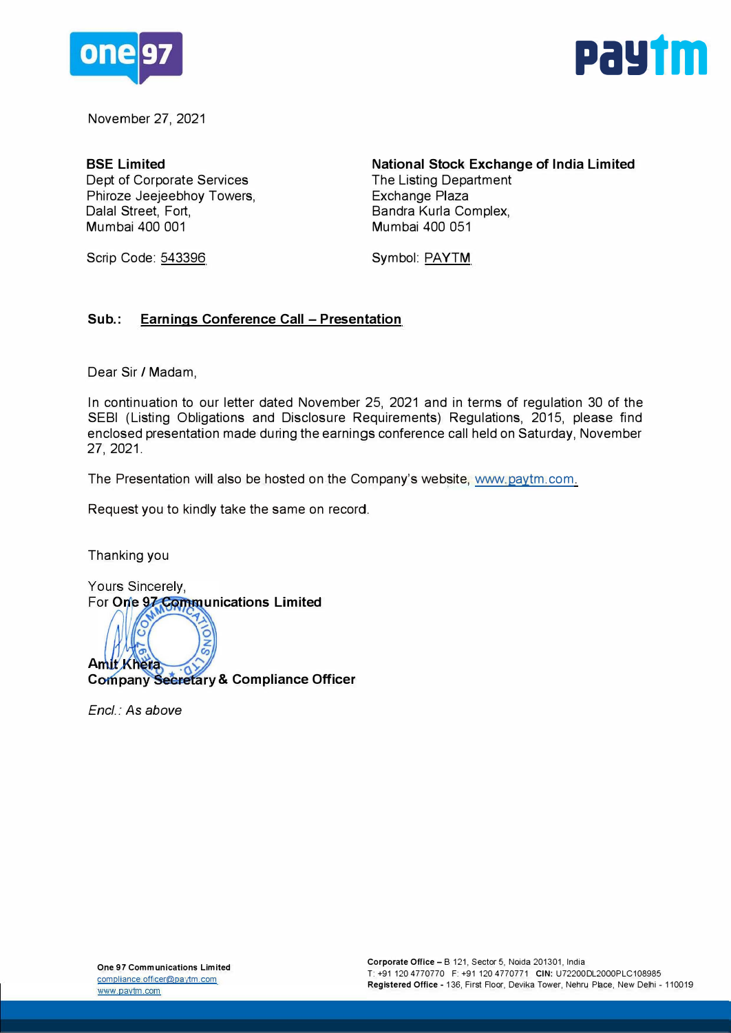November 27, 2021

**BSE Limited**
Dept of Corporate Services
Phiroze Jeejeebhoy Towers,
Dalal Street, Fort,
Mumbai 400 001

Scrip Code: 543396

**National Stock Exchange of India Limited**
The Listing Department
Exchange Plaza
Bandra Kurla Complex,
Mumbai 400 051

Symbol: PAYTM

**Sub.: Earnings Conference Call – Presentation**

Dear Sir / Madam,

In continuation to our letter dated November 25, 2021 and in terms of regulation 30 of the SEBI (Listing Obligations and Disclosure Requirements) Regulations, 2015, please find enclosed presentation made during the earnings conference call held on Saturday, November 27, 2021.

The Presentation will also be hosted on the Company's website, www.paytm.com.

Request you to kindly take the same on record.

Thanking you

Yours Sincerely,
For **One 97 Communications Limited**

**Amit Khera**
**Company Secretary & Compliance Officer**

*Encl.: As above*

**One 97 Communications Limited**
compliance.officer@paytm.com
www.paytm.com

**Corporate Office –** B 121, Sector 5, Noida 201301, India
T: +91 120 4770770 F: +91 120 4770771 **CIN:** U72200DL2000PLC108985
**Registered Office -** 136, First Floor, Devika Tower, Nehru Place, New Delhi - 110019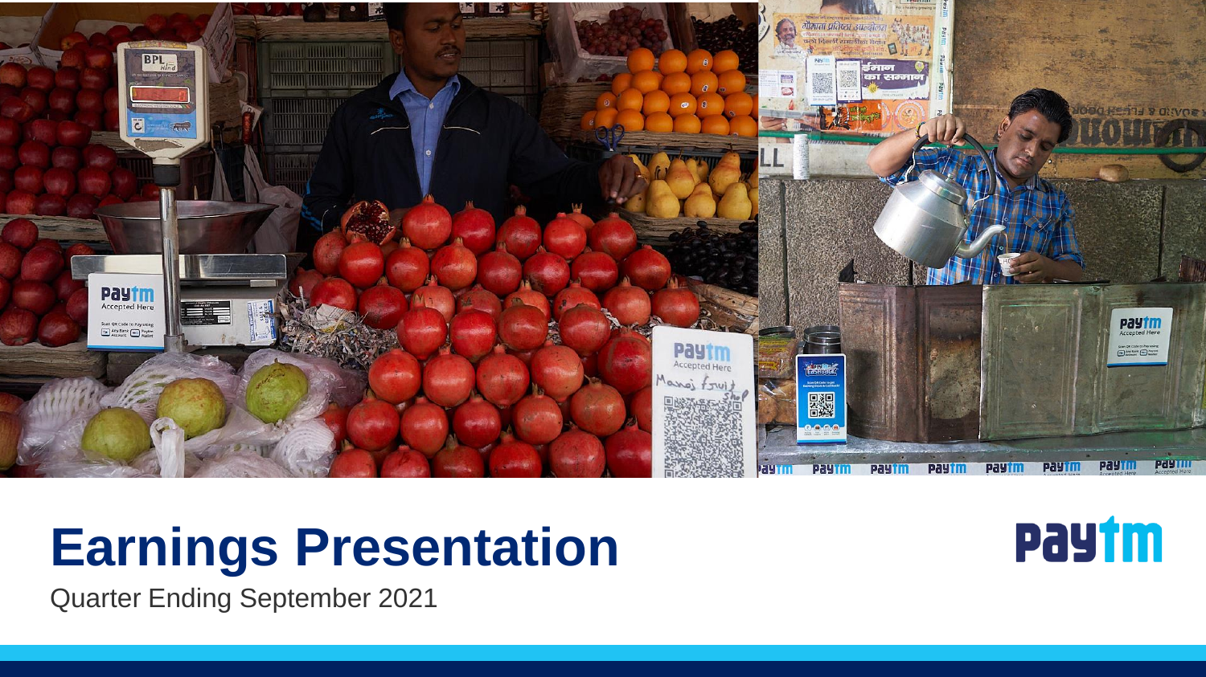# Earnings Presentation

Quarter Ending September 2021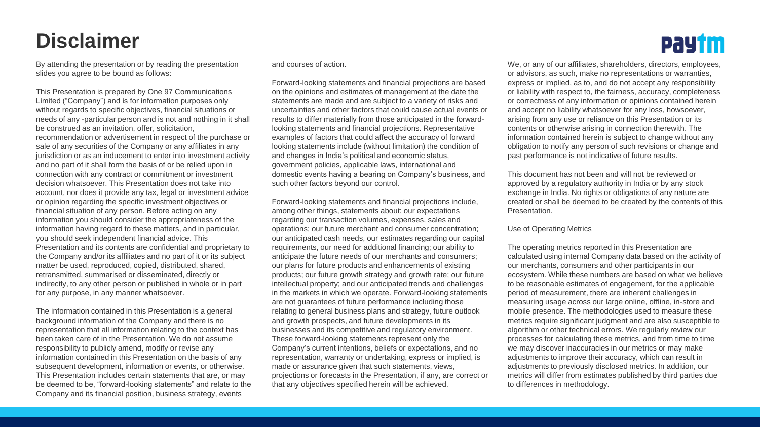# Disclaimer

By attending the presentation or by reading the presentation slides you agree to be bound as follows:

This Presentation is prepared by One 97 Communications Limited ("Company") and is for information purposes only without regards to specific objectives, financial situations or needs of any -particular person and is not and nothing in it shall be construed as an invitation, offer, solicitation, recommendation or advertisement in respect of the purchase or sale of any securities of the Company or any affiliates in any jurisdiction or as an inducement to enter into investment activity and no part of it shall form the basis of or be relied upon in connection with any contract or commitment or investment decision whatsoever. This Presentation does not take into account, nor does it provide any tax, legal or investment advice or opinion regarding the specific investment objectives or financial situation of any person. Before acting on any information you should consider the appropriateness of the information having regard to these matters, and in particular, you should seek independent financial advice. This Presentation and its contents are confidential and proprietary to the Company and/or its affiliates and no part of it or its subject matter be used, reproduced, copied, distributed, shared, retransmitted, summarised or disseminated, directly or indirectly, to any other person or published in whole or in part for any purpose, in any manner whatsoever.

The information contained in this Presentation is a general background information of the Company and there is no representation that all information relating to the context has been taken care of in the Presentation. We do not assume responsibility to publicly amend, modify or revise any information contained in this Presentation on the basis of any subsequent development, information or events, or otherwise. This Presentation includes certain statements that are, or may be deemed to be, "forward-looking statements" and relate to the Company and its financial position, business strategy, events and courses of action.

Forward-looking statements and financial projections are based on the opinions and estimates of management at the date the statements are made and are subject to a variety of risks and uncertainties and other factors that could cause actual events or results to differ materially from those anticipated in the forward-looking statements and financial projections. Representative examples of factors that could affect the accuracy of forward looking statements include (without limitation) the condition of and changes in India's political and economic status, government policies, applicable laws, international and domestic events having a bearing on Company's business, and such other factors beyond our control.

Forward-looking statements and financial projections include, among other things, statements about: our expectations regarding our transaction volumes, expenses, sales and operations; our future merchant and consumer concentration; our anticipated cash needs, our estimates regarding our capital requirements, our need for additional financing; our ability to anticipate the future needs of our merchants and consumers; our plans for future products and enhancements of existing products; our future growth strategy and growth rate; our future intellectual property; and our anticipated trends and challenges in the markets in which we operate. Forward-looking statements are not guarantees of future performance including those relating to general business plans and strategy, future outlook and growth prospects, and future developments in its businesses and its competitive and regulatory environment. These forward-looking statements represent only the Company's current intentions, beliefs or expectations, and no representation, warranty or undertaking, express or implied, is made or assurance given that such statements, views, projections or forecasts in the Presentation, if any, are correct or that any objectives specified herein will be achieved.

We, or any of our affiliates, shareholders, directors, employees, or advisors, as such, make no representations or warranties, express or implied, as to, and do not accept any responsibility or liability with respect to, the fairness, accuracy, completeness or correctness of any information or opinions contained herein and accept no liability whatsoever for any loss, howsoever, arising from any use or reliance on this Presentation or its contents or otherwise arising in connection therewith. The information contained herein is subject to change without any obligation to notify any person of such revisions or change and past performance is not indicative of future results.

This document has not been and will not be reviewed or approved by a regulatory authority in India or by any stock exchange in India. No rights or obligations of any nature are created or shall be deemed to be created by the contents of this Presentation.

Use of Operating Metrics

The operating metrics reported in this Presentation are calculated using internal Company data based on the activity of our merchants, consumers and other participants in our ecosystem. While these numbers are based on what we believe to be reasonable estimates of engagement, for the applicable period of measurement, there are inherent challenges in measuring usage across our large online, offline, in-store and mobile presence. The methodologies used to measure these metrics require significant judgment and are also susceptible to algorithm or other technical errors. We regularly review our processes for calculating these metrics, and from time to time we may discover inaccuracies in our metrics or may make adjustments to improve their accuracy, which can result in adjustments to previously disclosed metrics. In addition, our metrics will differ from estimates published by third parties due to differences in methodology.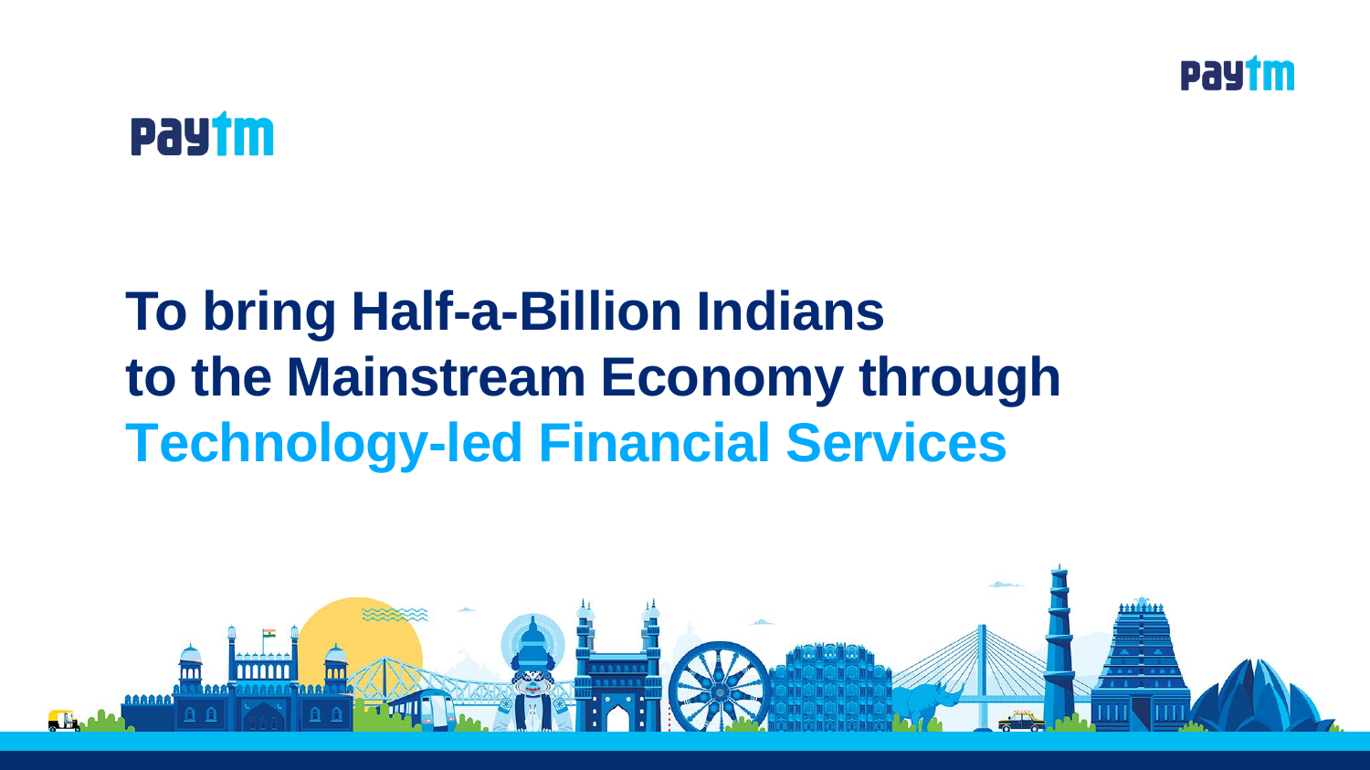# To bring Half-a-Billion Indians to the Mainstream Economy through Technology-led Financial Services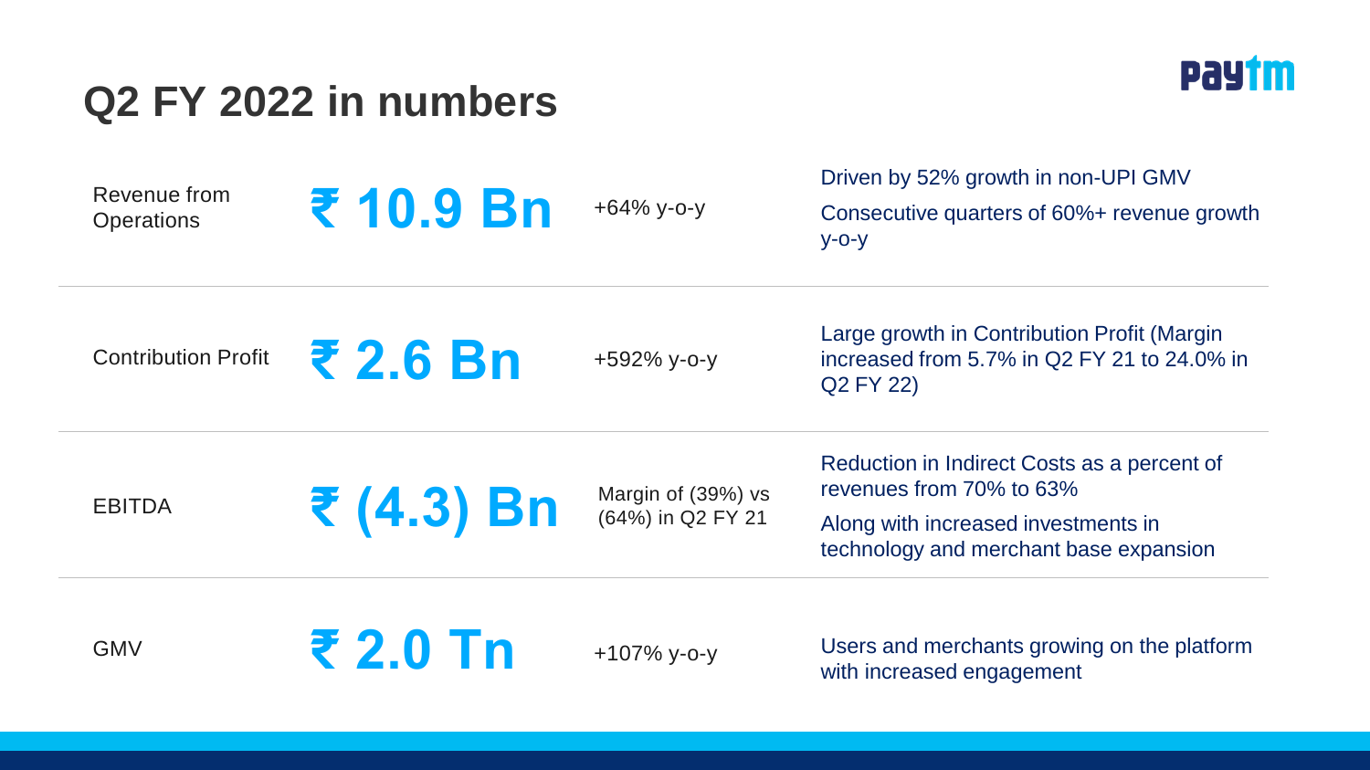# Q2 FY 2022 in numbers

| Metric | Value | Change | Commentary |
|---|---|---|---|
| Revenue from Operations | ₹ 10.9 Bn | +64% y-o-y | Driven by 52% growth in non-UPI GMV<br>Consecutive quarters of 60%+ revenue growth y-o-y |
| Contribution Profit | ₹ 2.6 Bn | +592% y-o-y | Large growth in Contribution Profit (Margin increased from 5.7% in Q2 FY 21 to 24.0% in Q2 FY 22) |
| EBITDA | ₹ (4.3) Bn | Margin of (39%) vs (64%) in Q2 FY 21 | Reduction in Indirect Costs as a percent of revenues from 70% to 63%<br>Along with increased investments in technology and merchant base expansion |
| GMV | ₹ 2.0 Tn | +107% y-o-y | Users and merchants growing on the platform with increased engagement |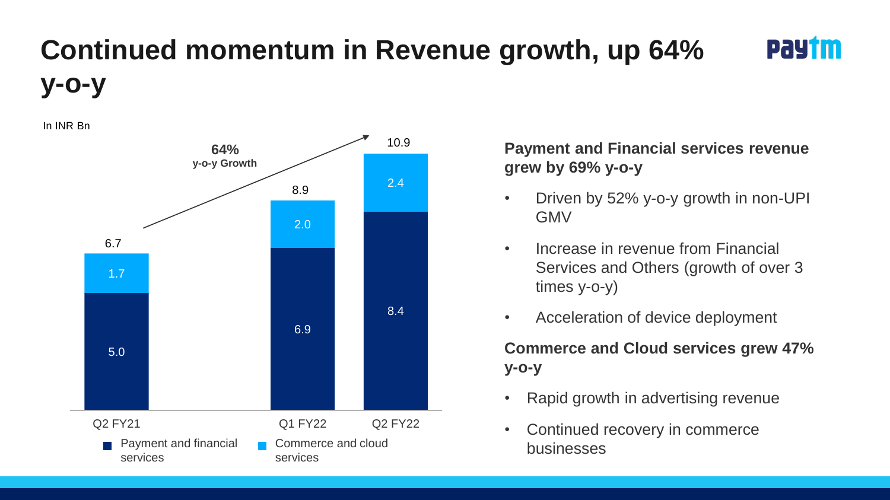# Continued momentum in Revenue growth, up 64% y-o-y

In INR Bn

**64%** y-o-y Growth

| | Q2 FY21 | Q1 FY22 | Q2 FY22 |
|---|---|---|---|
| Payment and financial services | 5.0 | 6.9 | 8.4 |
| Commerce and cloud services | 1.7 | 2.0 | 2.4 |
| Total | 6.7 | 8.9 | 10.9 |

**Payment and Financial services revenue grew by 69% y-o-y**

- Driven by 52% y-o-y growth in non-UPI GMV
- Increase in revenue from Financial Services and Others (growth of over 3 times y-o-y)
- Acceleration of device deployment

**Commerce and Cloud services grew 47% y-o-y**

- Rapid growth in advertising revenue
- Continued recovery in commerce businesses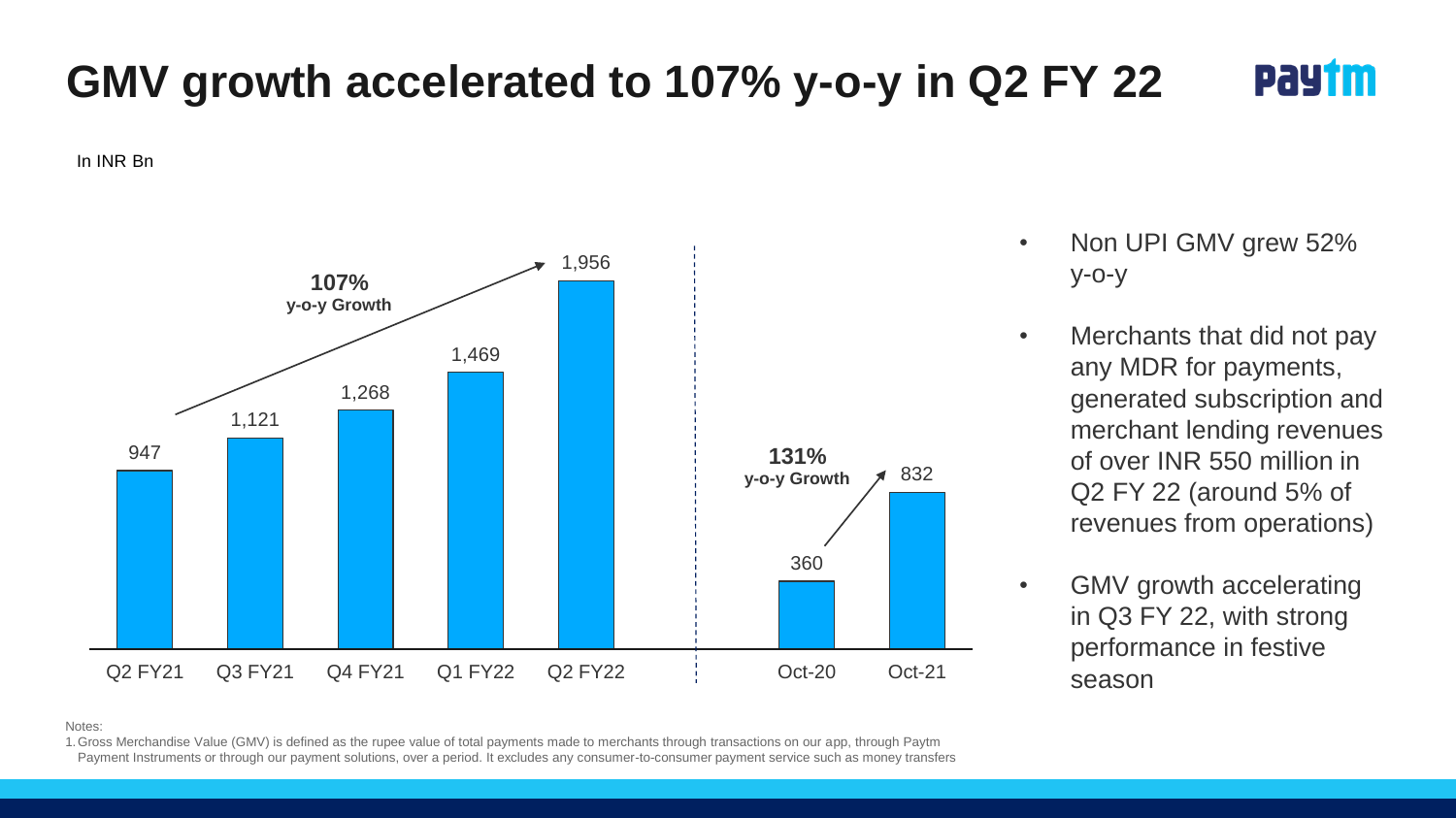# GMV growth accelerated to 107% y-o-y in Q2 FY 22

In INR Bn

| Period | GMV |
|---|---|
| Q2 FY21 | 947 |
| Q3 FY21 | 1,121 |
| Q4 FY21 | 1,268 |
| Q1 FY22 | 1,469 |
| Q2 FY22 | 1,956 |

**107%** **y-o-y Growth**

| Period | GMV |
|---|---|
| Oct-20 | 360 |
| Oct-21 | 832 |

**131%** **y-o-y Growth**

- Non UPI GMV grew 52% y-o-y
- Merchants that did not pay any MDR for payments, generated subscription and merchant lending revenues of over INR 550 million in Q2 FY 22 (around 5% of revenues from operations)
- GMV growth accelerating in Q3 FY 22, with strong performance in festive season

Notes:

1. Gross Merchandise Value (GMV) is defined as the rupee value of total payments made to merchants through transactions on our app, through Paytm Payment Instruments or through our payment solutions, over a period. It excludes any consumer-to-consumer payment service such as money transfers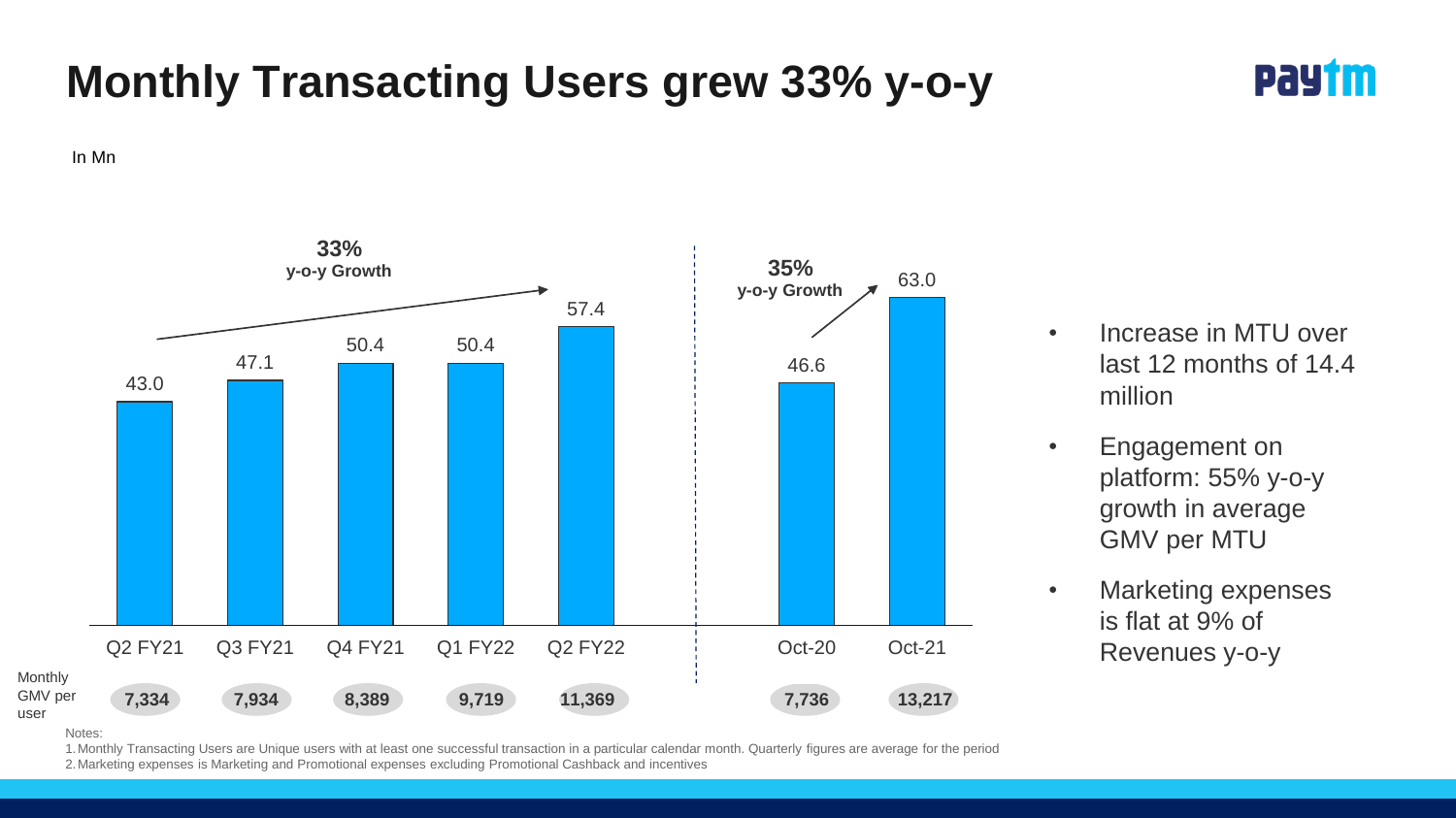# Monthly Transacting Users grew 33% y-o-y

In Mn

| | Q2 FY21 | Q3 FY21 | Q4 FY21 | Q1 FY22 | Q2 FY22 | Oct-20 | Oct-21 |
|---|---|---|---|---|---|---|---|
| Monthly Transacting Users | 43.0 | 47.1 | 50.4 | 50.4 | 57.4 | 46.6 | 63.0 |
| Monthly GMV per user | **7,334** | **7,934** | **8,389** | **9,719** | **11,369** | **7,736** | **13,217** |

**33%** y-o-y Growth (Q2 FY21 to Q2 FY22)

**35%** y-o-y Growth (Oct-20 to Oct-21)

- Increase in MTU over last 12 months of 14.4 million
- Engagement on platform: 55% y-o-y growth in average GMV per MTU
- Marketing expenses is flat at 9% of Revenues y-o-y

Notes:

1. Monthly Transacting Users are Unique users with at least one successful transaction in a particular calendar month. Quarterly figures are average for the period
2. Marketing expenses is Marketing and Promotional expenses excluding Promotional Cashback and incentives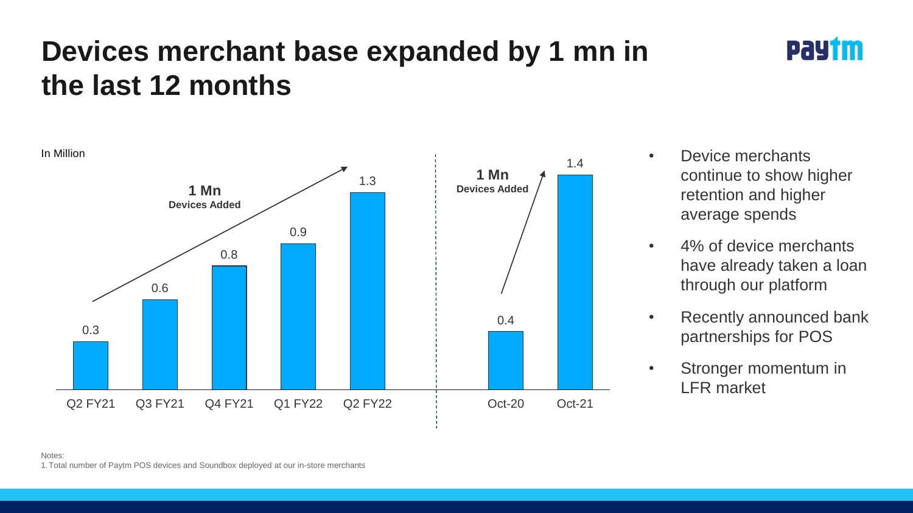# Devices merchant base expanded by 1 mn in the last 12 months

In Million

| | Q2 FY21 | Q3 FY21 | Q4 FY21 | Q1 FY22 | Q2 FY22 |
|---|---|---|---|---|---|
| Devices | 0.3 | 0.6 | 0.8 | 0.9 | 1.3 |

**1 Mn** **Devices Added**

| | Oct-20 | Oct-21 |
|---|---|---|
| Devices | 0.4 | 1.4 |

**1 Mn** **Devices Added**

- Device merchants continue to show higher retention and higher average spends
- 4% of device merchants have already taken a loan through our platform
- Recently announced bank partnerships for POS
- Stronger momentum in LFR market

Notes:
1. Total number of Paytm POS devices and Soundbox deployed at our in-store merchants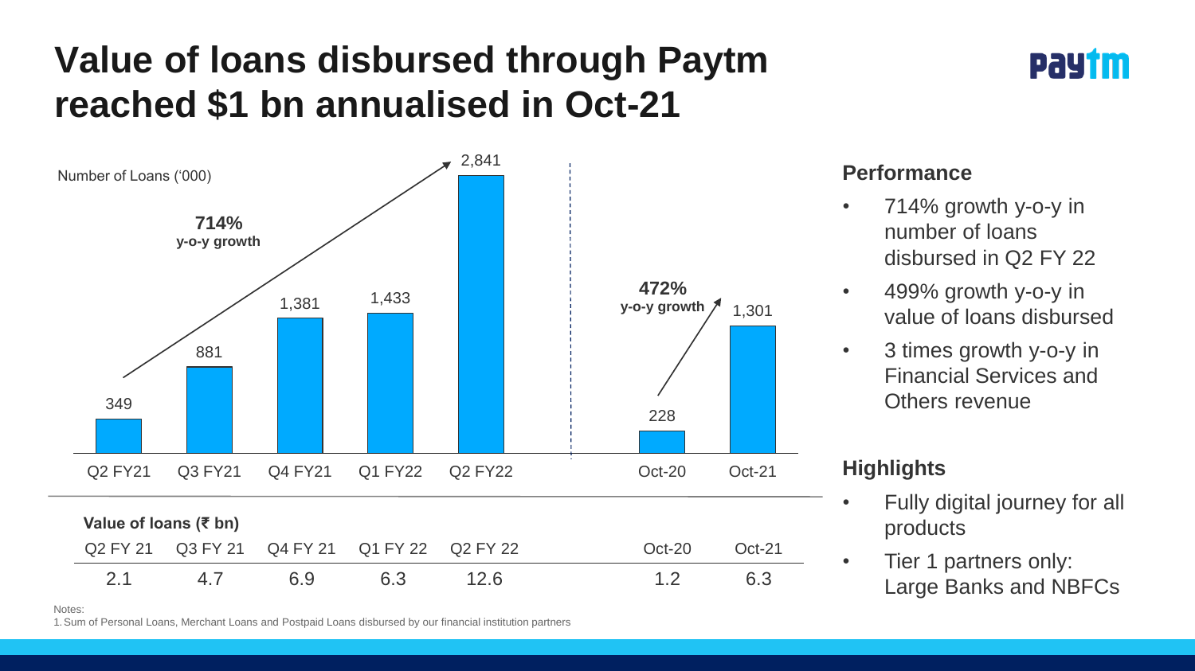# Value of loans disbursed through Paytm reached $1 bn annualised in Oct-21

Number of Loans ('000)

| Q2 FY21 | Q3 FY21 | Q4 FY21 | Q1 FY22 | Q2 FY22 | Oct-20 | Oct-21 |
|---|---|---|---|---|---|---|
| 349 | 881 | 1,381 | 1,433 | 2,841 | 228 | 1,301 |

**714%** **y-o-y growth** (Q2 FY21 to Q2 FY22)

**472%** **y-o-y growth** (Oct-20 to Oct-21)

**Value of loans (₹ bn)**

| Q2 FY 21 | Q3 FY 21 | Q4 FY 21 | Q1 FY 22 | Q2 FY 22 | Oct-20 | Oct-21 |
|---|---|---|---|---|---|---|
| 2.1 | 4.7 | 6.9 | 6.3 | 12.6 | 1.2 | 6.3 |

### Performance

- 714% growth y-o-y in number of loans disbursed in Q2 FY 22
- 499% growth y-o-y in value of loans disbursed
- 3 times growth y-o-y in Financial Services and Others revenue

### Highlights

- Fully digital journey for all products
- Tier 1 partners only: Large Banks and NBFCs

Notes:
1. Sum of Personal Loans, Merchant Loans and Postpaid Loans disbursed by our financial institution partners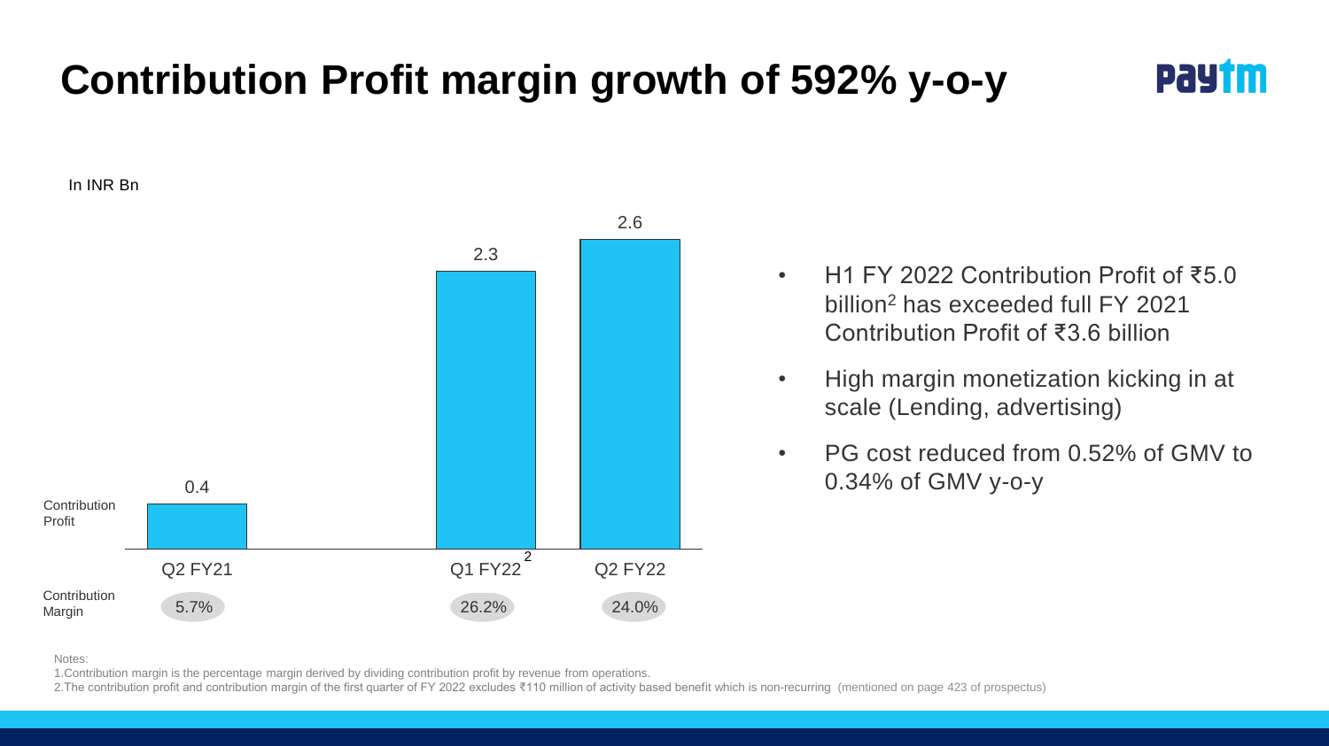# Contribution Profit margin growth of 592% y-o-y

In INR Bn

| | Q2 FY21 | Q1 FY22[2] | Q2 FY22 |
|---|---|---|---|
| Contribution Profit | 0.4 | 2.3 | 2.6 |
| Contribution Margin | 5.7% | 26.2% | 24.0% |

- H1 FY 2022 Contribution Profit of ₹5.0 billion[2] has exceeded full FY 2021 Contribution Profit of ₹3.6 billion
- High margin monetization kicking in at scale (Lending, advertising)
- PG cost reduced from 0.52% of GMV to 0.34% of GMV y-o-y

Notes:

1.Contribution margin is the percentage margin derived by dividing contribution profit by revenue from operations.

2.The contribution profit and contribution margin of the first quarter of FY 2022 excludes ₹110 million of activity based benefit which is non-recurring (mentioned on page 423 of prospectus)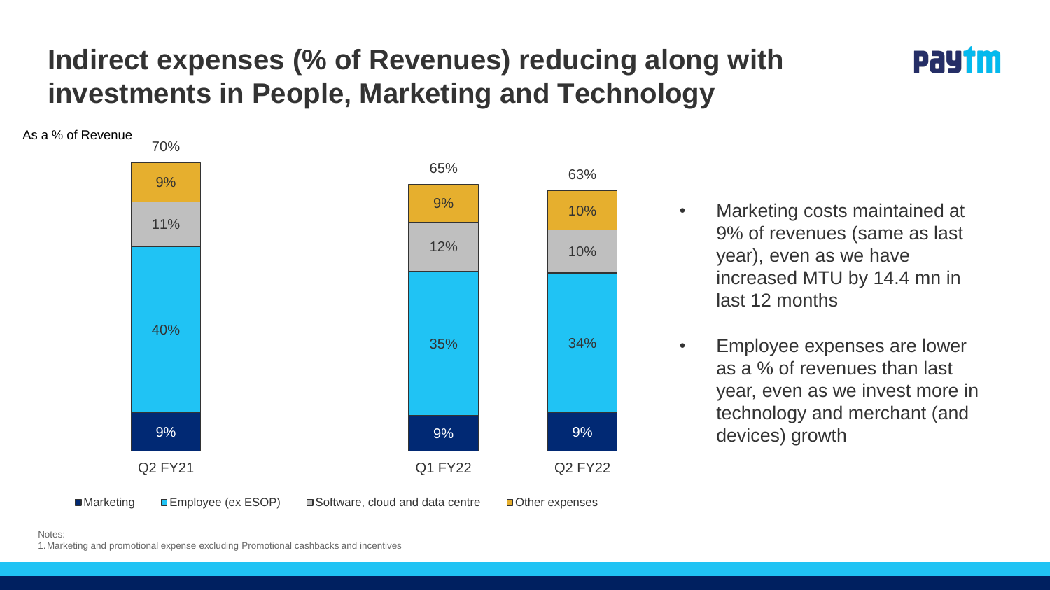# Indirect expenses (% of Revenues) reducing along with investments in People, Marketing and Technology

As a % of Revenue

| | Q2 FY21 | Q1 FY22 | Q2 FY22 |
|---|---|---|---|
| Marketing | 9% | 9% | 9% |
| Employee (ex ESOP) | 40% | 35% | 34% |
| Software, cloud and data centre | 11% | 12% | 10% |
| Other expenses | 9% | 9% | 10% |
| Total | 70% | 65% | 63% |

- Marketing costs maintained at 9% of revenues (same as last year), even as we have increased MTU by 14.4 mn in last 12 months
- Employee expenses are lower as a % of revenues than last year, even as we invest more in technology and merchant (and devices) growth

Notes:
1. Marketing and promotional expense excluding Promotional cashbacks and incentives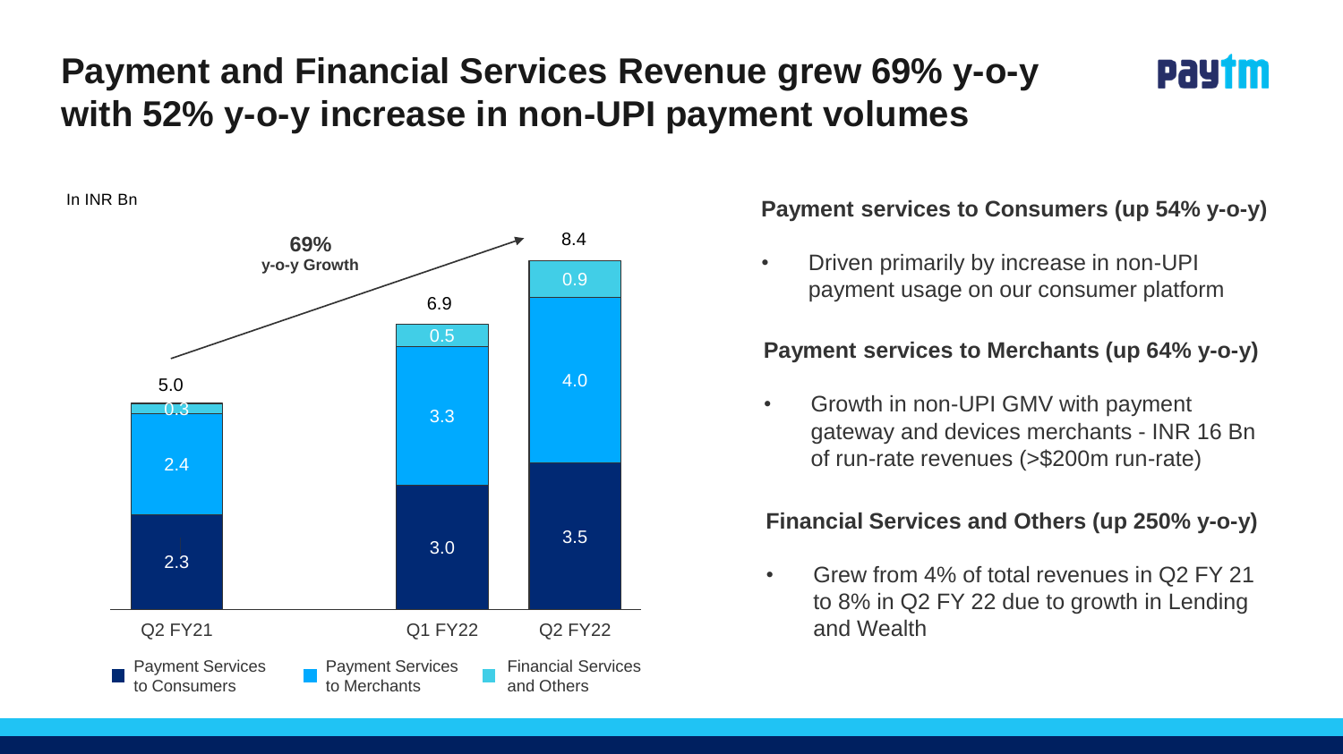# Payment and Financial Services Revenue grew 69% y-o-y with 52% y-o-y increase in non-UPI payment volumes

In INR Bn

| | Q2 FY21 | Q1 FY22 | Q2 FY22 |
|---|---|---|---|
| Payment Services to Consumers | 2.3 | 3.0 | 3.5 |
| Payment Services to Merchants | 2.4 | 3.3 | 4.0 |
| Financial Services and Others | 0.3 | 0.5 | 0.9 |
| Total | 5.0 | 6.9 | 8.4 |

**69%** y-o-y Growth

**Payment services to Consumers (up 54% y-o-y)**

- Driven primarily by increase in non-UPI payment usage on our consumer platform

**Payment services to Merchants (up 64% y-o-y)**

- Growth in non-UPI GMV with payment gateway and devices merchants - INR 16 Bn of run-rate revenues (>$200m run-rate)

**Financial Services and Others (up 250% y-o-y)**

- Grew from 4% of total revenues in Q2 FY 21 to 8% in Q2 FY 22 due to growth in Lending and Wealth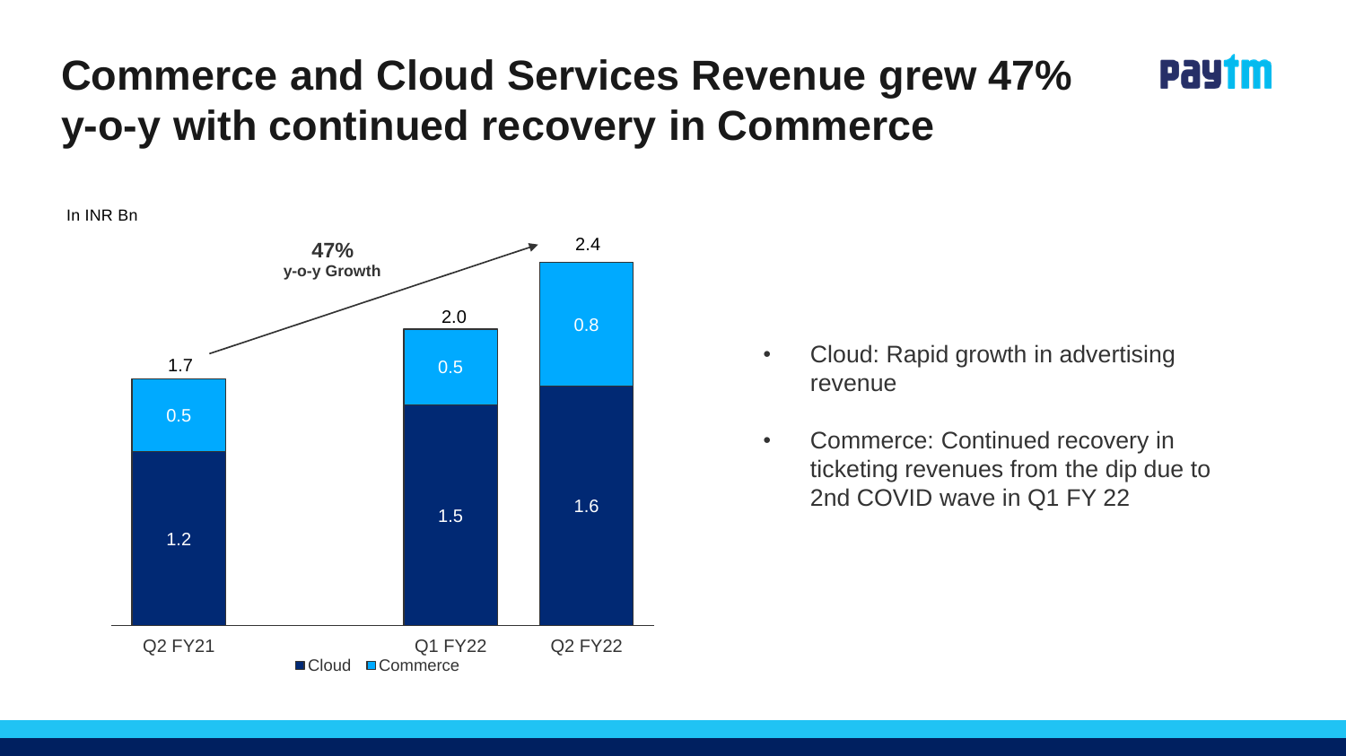# Commerce and Cloud Services Revenue grew 47% y-o-y with continued recovery in Commerce

In INR Bn

| | Q2 FY21 | Q1 FY22 | Q2 FY22 |
|---|---|---|---|
| Cloud | 1.2 | 1.5 | 1.6 |
| Commerce | 0.5 | 0.5 | 0.8 |
| Total | 1.7 | 2.0 | 2.4 |

**47%** **y-o-y Growth**

- Cloud: Rapid growth in advertising revenue
- Commerce: Continued recovery in ticketing revenues from the dip due to 2nd COVID wave in Q1 FY 22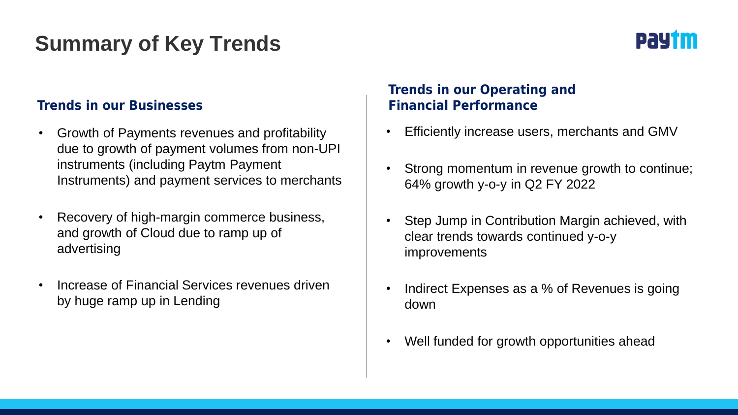# Summary of Key Trends

## Trends in our Businesses

- Growth of Payments revenues and profitability due to growth of payment volumes from non-UPI instruments (including Paytm Payment Instruments) and payment services to merchants
- Recovery of high-margin commerce business, and growth of Cloud due to ramp up of advertising
- Increase of Financial Services revenues driven by huge ramp up in Lending

## Trends in our Operating and Financial Performance

- Efficiently increase users, merchants and GMV
- Strong momentum in revenue growth to continue; 64% growth y-o-y in Q2 FY 2022
- Step Jump in Contribution Margin achieved, with clear trends towards continued y-o-y improvements
- Indirect Expenses as a % of Revenues is going down
- Well funded for growth opportunities ahead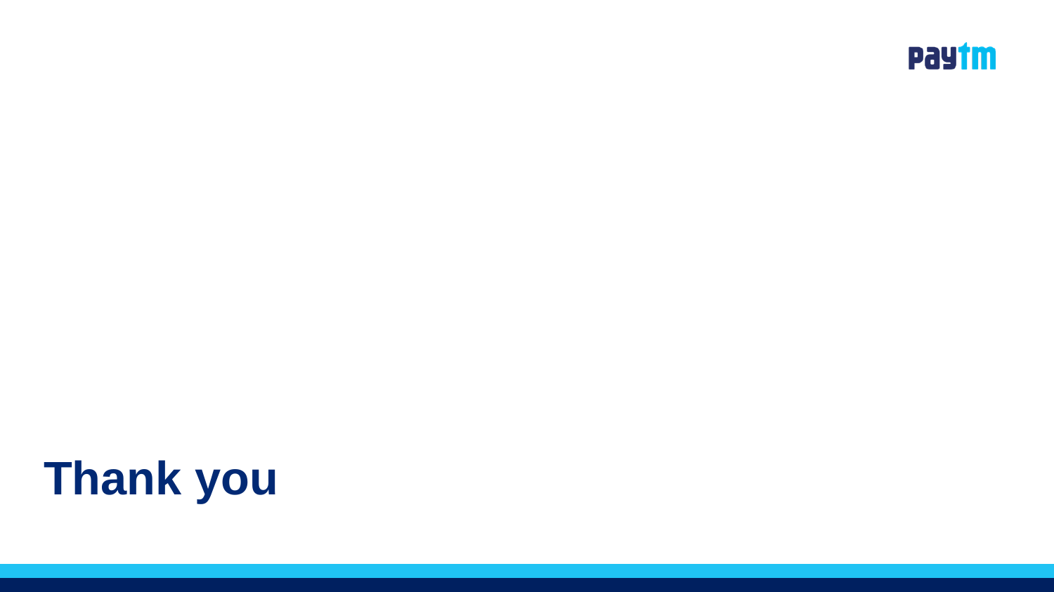# Thank you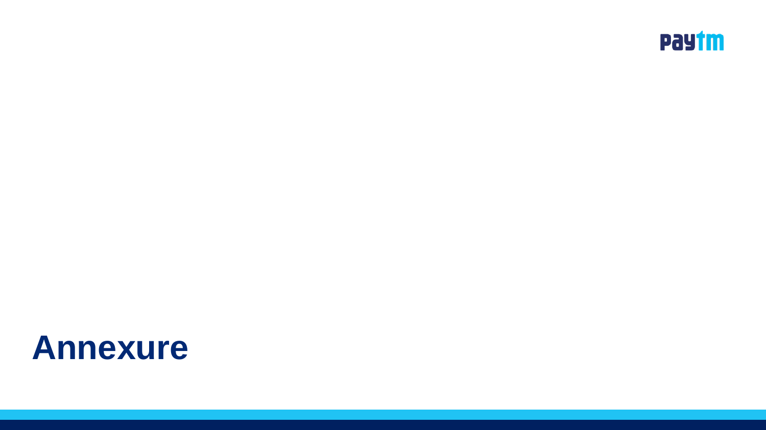# Annexure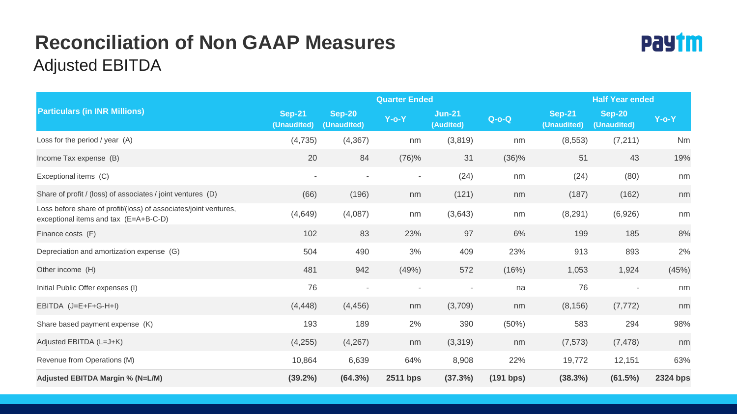# Reconciliation of Non GAAP Measures

## Adjusted EBITDA

| Particulars (in INR Millions) | Quarter Ended | | | | | Half Year ended | | |
|---|---|---|---|---|---|---|---|---|
| | Sep-21 (Unaudited) | Sep-20 (Unaudited) | Y-o-Y | Jun-21 (Audited) | Q-o-Q | Sep-21 (Unaudited) | Sep-20 (Unaudited) | Y-o-Y |
| Loss for the period / year (A) | (4,735) | (4,367) | nm | (3,819) | nm | (8,553) | (7,211) | Nm |
| Income Tax expense (B) | 20 | 84 | (76)% | 31 | (36)% | 51 | 43 | 19% |
| Exceptional items (C) | - | - | - | (24) | nm | (24) | (80) | nm |
| Share of profit / (loss) of associates / joint ventures (D) | (66) | (196) | nm | (121) | nm | (187) | (162) | nm |
| Loss before share of profit/(loss) of associates/joint ventures, exceptional items and tax (E=A+B-C-D) | (4,649) | (4,087) | nm | (3,643) | nm | (8,291) | (6,926) | nm |
| Finance costs (F) | 102 | 83 | 23% | 97 | 6% | 199 | 185 | 8% |
| Depreciation and amortization expense (G) | 504 | 490 | 3% | 409 | 23% | 913 | 893 | 2% |
| Other income (H) | 481 | 942 | (49%) | 572 | (16%) | 1,053 | 1,924 | (45%) |
| Initial Public Offer expenses (I) | 76 | - | - | - | na | 76 | - | nm |
| EBITDA (J=E+F+G-H+I) | (4,448) | (4,456) | nm | (3,709) | nm | (8,156) | (7,772) | nm |
| Share based payment expense (K) | 193 | 189 | 2% | 390 | (50%) | 583 | 294 | 98% |
| Adjusted EBITDA (L=J+K) | (4,255) | (4,267) | nm | (3,319) | nm | (7,573) | (7,478) | nm |
| Revenue from Operations (M) | 10,864 | 6,639 | 64% | 8,908 | 22% | 19,772 | 12,151 | 63% |
| **Adjusted EBITDA Margin % (N=L/M)** | **(39.2%)** | **(64.3%)** | **2511 bps** | **(37.3%)** | **(191 bps)** | **(38.3%)** | **(61.5%)** | **2324 bps** |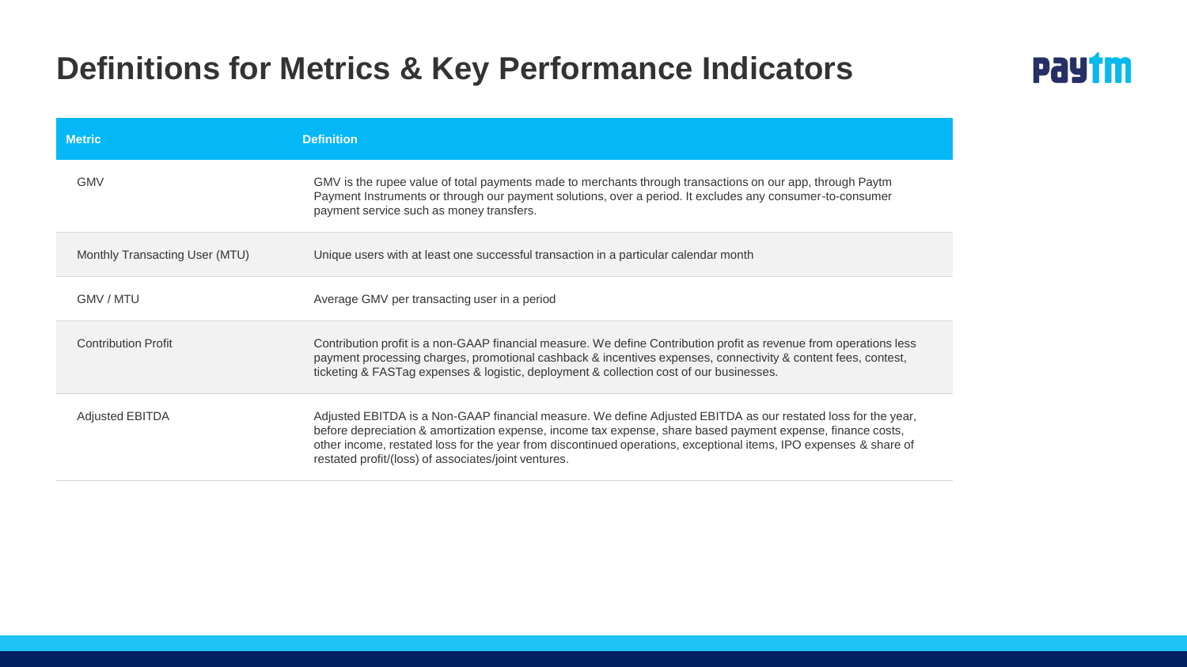# Definitions for Metrics & Key Performance Indicators

| Metric | Definition |
|---|---|
| GMV | GMV is the rupee value of total payments made to merchants through transactions on our app, through Paytm Payment Instruments or through our payment solutions, over a period. It excludes any consumer-to-consumer payment service such as money transfers. |
| Monthly Transacting User (MTU) | Unique users with at least one successful transaction in a particular calendar month |
| GMV / MTU | Average GMV per transacting user in a period |
| Contribution Profit | Contribution profit is a non-GAAP financial measure. We define Contribution profit as revenue from operations less payment processing charges, promotional cashback & incentives expenses, connectivity & content fees, contest, ticketing & FASTag expenses & logistic, deployment & collection cost of our businesses. |
| Adjusted EBITDA | Adjusted EBITDA is a Non-GAAP financial measure. We define Adjusted EBITDA as our restated loss for the year, before depreciation & amortization expense, income tax expense, share based payment expense, finance costs, other income, restated loss for the year from discontinued operations, exceptional items, IPO expenses & share of restated profit/(loss) of associates/joint ventures. |